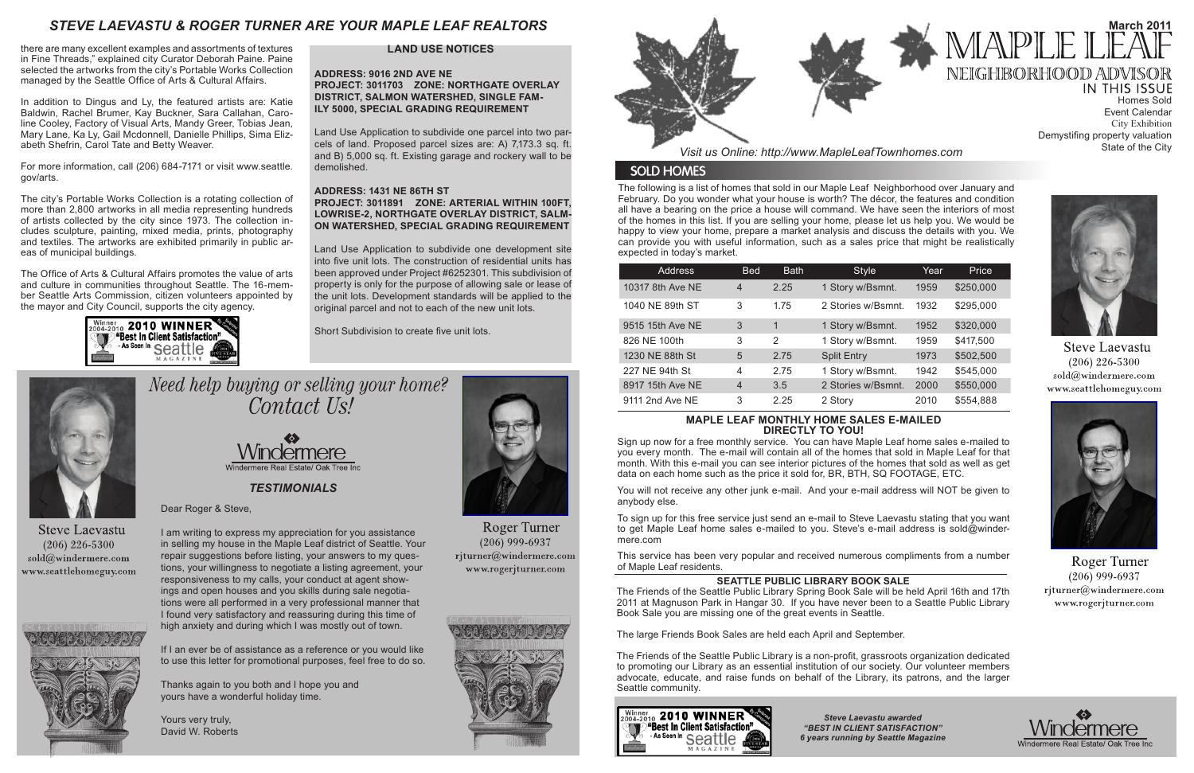## STEVE LAEVASTU & ROGER TURNER ARE YOUR MAPLE LEAF REALTORS

there are many excellent examples and assortments of textures in Fine Threads," explained city Curator Deborah Paine. Paine selected the artworks from the city's Portable Works Collection managed by the Seattle Office of Arts & Cultural Affairs.

In addition to Dingus and Ly, the featured artists are: Katie Baldwin, Rachel Brumer, Kay Buckner, Sara Callahan, Caroline Cooley, Factory of Visual Arts, Mandy Greer, Tobias Jean, Mary Lane, Ka Ly, Gail Mcdonnell, Danielle Phillips, Sima Elizabeth Shefrin, Carol Tate and Betty Weaver.

For more information, call (206) 684-7171 or visit www.seattle.gov/arts.

The city's Portable Works Collection is a rotating collection of more than 2,800 artworks in all media representing hundreds of artists collected by the city since 1973. The collection includes sculpture, painting, mixed media, prints, photography and textiles. The artworks are exhibited primarily in public areas of municipal buildings.

The Office of Arts & Cultural Affairs promotes the value of arts and culture in communities throughout Seattle. The 16-member Seattle Arts Commission, citizen volunteers appointed by the mayor and City Council, supports the city agency.

Winner 2004-2010 **2010 WINNER** "Best In Client Satisfaction" - As Seen In Seattle Magazine

### LAND USE NOTICES

**ADDRESS: 9016 2ND AVE NE**
**PROJECT: 3011703 ZONE: NORTHGATE OVERLAY DISTRICT, SALMON WATERSHED, SINGLE FAMILY 5000, SPECIAL GRADING REQUIREMENT**

Land Use Application to subdivide one parcel into two parcels of land. Proposed parcel sizes are: A) 7,173.3 sq. ft. and B) 5,000 sq. ft. Existing garage and rockery wall to be demolished.

**ADDRESS: 1431 NE 86TH ST**
**PROJECT: 3011891 ZONE: ARTERIAL WITHIN 100FT, LOWRISE-2, NORTHGATE OVERLAY DISTRICT, SALMON WATERSHED, SPECIAL GRADING REQUIREMENT**

Land Use Application to subdivide one development site into five unit lots. The construction of residential units has been approved under Project #6252301. This subdivision of property is only for the purpose of allowing sale or lease of the unit lots. Development standards will be applied to the original parcel and not to each of the new unit lots.

Short Subdivision to create five unit lots.

*Need help buying or selling your home? Contact Us!*

Windermere Real Estate/ Oak Tree Inc

Steve Laevastu
(206) 226-5300
sold@windermere.com
www.seattlehomeguy.com

Roger Turner
(206) 999-6937
rjturner@windermere.com
www.rogerjturner.com

### *TESTIMONIALS*

Dear Roger & Steve,

I am writing to express my appreciation for you assistance in selling my house in the Maple Leaf district of Seattle. Your repair suggestions before listing, your answers to my questions, your willingness to negotiate a listing agreement, your responsiveness to my calls, your conduct at agent showings and open houses and you skills during sale negotiations were all performed in a very professional manner that I found very satisfactory and reassuring during this time of high anxiety and during which I was mostly out of town.

If I an ever be of assistance as a reference or you would like to use this letter for promotional purposes, feel free to do so.

Thanks again to you both and I hope you and yours have a wonderful holiday time.

Yours very truly,
David W. Roberts

# MAPLE LEAF NEIGHBORHOOD ADVISOR

**March 2011**

IN THIS ISSUE
Homes Sold
Event Calendar
City Exhibition
Demystifing property valuation
State of the City

*Visit us Online: http://www.MapleLeafTownhomes.com*

## SOLD HOMES

The following is a list of homes that sold in our Maple Leaf Neighborhood over January and February. Do you wonder what your house is worth? The décor, the features and condition all have a bearing on the price a house will command. We have seen the interiors of most of the homes in this list. If you are selling your home, please let us help you. We would be happy to view your home, prepare a market analysis and discuss the details with you. We can provide you with useful information, such as a sales price that might be realistically expected in today's market.

| Address | Bed | Bath | Style | Year | Price |
|---|---|---|---|---|---|
| 10317 8th Ave NE | 4 | 2.25 | 1 Story w/Bsmnt. | 1959 | $250,000 |
| 1040 NE 89th ST | 3 | 1.75 | 2 Stories w/Bsmnt. | 1932 | $295,000 |
| 9515 15th Ave NE | 3 | 1 | 1 Story w/Bsmnt. | 1952 | $320,000 |
| 826 NE 100th | 3 | 2 | 1 Story w/Bsmnt. | 1959 | $417,500 |
| 1230 NE 88th St | 5 | 2.75 | Split Entry | 1973 | $502,500 |
| 227 NE 94th St | 4 | 2.75 | 1 Story w/Bsmnt. | 1942 | $545,000 |
| 8917 15th Ave NE | 4 | 3.5 | 2 Stories w/Bsmnt. | 2000 | $550,000 |
| 9111 2nd Ave NE | 3 | 2.25 | 2 Story | 2010 | $554,888 |

### MAPLE LEAF MONTHLY HOME SALES E-MAILED DIRECTLY TO YOU!

Sign up now for a free monthly service. You can have Maple Leaf home sales e-mailed to you every month. The e-mail will contain all of the homes that sold in Maple Leaf for that month. With this e-mail you can see interior pictures of the homes that sold as well as get data on each home such as the price it sold for, BR, BTH, SQ FOOTAGE, ETC.

You will not receive any other junk e-mail. And your e-mail address will NOT be given to anybody else.

To sign up for this free service just send an e-mail to Steve Laevastu stating that you want to get Maple Leaf home sales e-mailed to you. Steve's e-mail address is sold@windermere.com

This service has been very popular and received numerous compliments from a number of Maple Leaf residents.

### SEATTLE PUBLIC LIBRARY BOOK SALE

The Friends of the Seattle Public Library Spring Book Sale will be held April 16th and 17th 2011 at Magnuson Park in Hangar 30. If you have never been to a Seattle Public Library Book Sale you are missing one of the great events in Seattle.

The large Friends Book Sales are held each April and September.

The Friends of the Seattle Public Library is a non-profit, grassroots organization dedicated to promoting our Library as an essential institution of our society. Our volunteer members advocate, educate, and raise funds on behalf of the Library, its patrons, and the larger Seattle community.

Steve Laevastu
(206) 226-5300
sold@windermere.com
www.seattlehomeguy.com

Roger Turner
(206) 999-6937
rjturner@windermere.com
www.rogerjturner.com

Winner 2004-2010 **2010 WINNER** "Best In Client Satisfaction" - As Seen In Seattle Magazine

*Steve Laevastu awarded "BEST IN CLIENT SATISFACTION" 6 years running by Seattle Magazine*

Windermere Real Estate/ Oak Tree Inc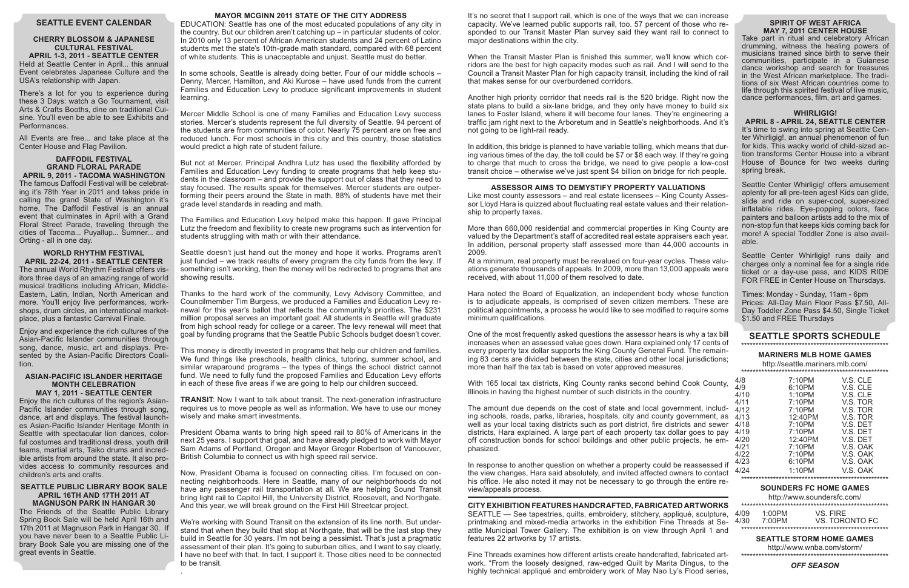## SEATTLE EVENT CALENDAR

### CHERRY BLOSSOM & JAPANESE CULTURAL FESTIVAL
### APRIL 1-3, 2011 - SEATTLE CENTER

Held at Seattle Center in April... this annual Event celebrates Japanese Culture and the USA's relationship with Japan.

There's a lot for you to experience during these 3 Days: watch a Go Tournament, visit Arts & Crafts Booths, dine on traditional Cuisine. You'll even be able to see Exhibits and Performances.

All Events are free... and take place at the Center House and Flag Pavilion.

### DAFFODIL FESTIVAL GRAND FLORAL PARADE
### APRIL 9, 2011 - TACOMA WASHINGTON

The famous Daffodil Festival will be celebrating it's 78th Year in 2011 and takes pride in calling the grand State of Washington it's home. The Daffodil Festival is an annual event that culminates in April with a Grand Floral Street Parade, traveling through the cities of Tacoma... Puyallup... Sumner... and Orting - all in one day.

### WORLD RHYTHM FESTIVAL
### APRIL 22-24, 2011 - SEATTLE CENTER

The annual World Rhythm Festival offers visitors three days of an amazing range of world musical traditions including African, Middle-Eastern, Latin, Indian, North American and more. You'll enjoy live performances, workshops, drum circles, an international marketplace, plus a fantastic Carnival Finale.

Enjoy and experience the rich cultures of the Asian-Pacific Islander communities through song, dance, music, art and displays. Presented by the Asian-Pacific Directors Coalition.

### ASIAN-PACIFIC ISLANDER HERITAGE MONTH CELEBRATION
### MAY 1, 2011 - SEATTLE CENTER

Enjoy the rich cultures of the region's Asian-Pacific Islander communities through song, dance, art and displays. The festival launches Asian-Pacific Islander Heritage Month in Seattle with spectacular lion dances, colorful costumes and traditional dress, youth drill teams, martial arts, Taiko drums and incredible artists from around the state. It also provides access to community resources and children's arts and crafts.

### SEATTLE PUBLIC LIBRARY BOOK SALE
### APRIL 16TH AND 17TH 2011 AT MAGNUSON PARK IN HANGAR 30

The Friends of the Seattle Public Library Spring Book Sale will be held April 16th and 17th 2011 at Magnuson Park in Hangar 30. If you have never been to a Seattle Public Library Book Sale you are missing one of the great events in Seattle.

## MAYOR MCGINN 2011 STATE OF THE CITY ADDRESS

EDUCATION: Seattle has one of the most educated populations of any city in the country. But our children aren't catching up – in particular students of color. In 2010 only 13 percent of African American students and 24 percent of Latino students met the state's 10th-grade math standard, compared with 68 percent of white students. This is unacceptable and unjust. Seattle must do better.

In some schools, Seattle is already doing better. Four of our middle schools – Denny, Mercer, Hamilton, and Aki Kurose – have used funds from the current Families and Education Levy to produce significant improvements in student learning.

Mercer Middle School is one of many Families and Education Levy success stories. Mercer's students represent the full diversity of Seattle. 94 percent of the students are from communities of color. Nearly 75 percent are on free and reduced lunch. For most schools in this city and this country, those statistics would predict a high rate of student failure.

But not at Mercer. Principal Andhra Lutz has used the flexibility afforded by Families and Education Levy funding to create programs that help keep students in the classroom – and provide the support out of class that they need to stay focused. The results speak for themselves. Mercer students are outperforming their peers around the State in math. 88% of students have met their grade level standards in reading and math.

The Families and Education Levy helped make this happen. It gave Principal Lutz the freedom and flexibility to create new programs such as intervention for students struggling with math or with their attendance.

Seattle doesn't just hand out the money and hope it works. Programs aren't just funded – we track results of every program the city funds from the levy. If something isn't working, then the money will be redirected to programs that are showing results.

Thanks to the hard work of the community, Levy Advisory Committee, and Councilmember Tim Burgess, we produced a Families and Education Levy renewal for this year's ballot that reflects the community's priorities. The $231 million proposal serves an important goal: All students in Seattle will graduate from high school ready for college or a career. The levy renewal will meet that goal by funding programs that the Seattle Public Schools budget doesn't cover.

This money is directly invested in programs that help our children and families. We fund things like preschools, health clinics, tutoring, summer school, and similar wraparound programs – the types of things the school district cannot fund. We need to fully fund the proposed Families and Education Levy efforts in each of these five areas if we are going to help our children succeed.

**TRANSIT**: Now I want to talk about transit. The next-generation infrastructure requires us to move people as well as information. We have to use our money wisely and make smart investments.

President Obama wants to bring high speed rail to 80% of Americans in the next 25 years. I support that goal, and have already pledged to work with Mayor Sam Adams of Portland, Oregon and Mayor Gregor Robertson of Vancouver, British Columbia to connect us with high speed rail service.

Now, President Obama is focused on connecting cities. I'm focused on connecting neighborhoods. Here in Seattle, many of our neighborhoods do not have any passenger rail transportation at all. We are helping Sound Transit bring light rail to Capitol Hill, the University District, Roosevelt, and Northgate. And this year, we will break ground on the First Hill Streetcar project.

We're working with Sound Transit on the extension of its line north. But understand that when they build that stop at Northgate, that will be the last stop they build in Seattle for 30 years. I'm not being a pessimist. That's just a pragmatic assessment of their plan. It's going to suburban cities, and I want to say clearly, I have no beef with that. In fact, I support it. Those cities need to be connected to be transit.

It's no secret that I support rail, which is one of the ways that we can increase capacity. We've learned public supports rail, too. 57 percent of those who responded to our Transit Master Plan survey said they want rail to connect to major destinations within the city.

When the Transit Master Plan is finished this summer, we'll know which corridors are the best for high capacity modes such as rail. And I will send to the Council a Transit Master Plan for high capacity transit, including the kind of rail that makes sense for our overburdened corridors.

Another high priority corridor that needs rail is the 520 bridge. Right now the state plans to build a six-lane bridge, and they only have money to build six lanes to Foster Island, where it will become four lanes. They're engineering a traffic jam right next to the Arboretum and in Seattle's neighborhoods. And it's not going to be light-rail ready.

In addition, this bridge is planned to have variable tolling, which means that during various times of the day, the toll could be $7 or $8 each way. If they're going to charge that much to cross the bridge, we need to give people a low-cost transit choice – otherwise we've just spent $4 billion on bridge for rich people.

## ASSESSOR AIMS TO DEMYSTIFY PROPERTY VALUATIONS

Like most county assessors – and real estate licensees – King County Assessor Lloyd Hara is quizzed about fluctuating real estate values and their relationship to property taxes.

More than 660,000 residential and commercial properties in King County are valued by the Department's staff of accredited real estate appraisers each year. In addition, personal property staff assessed more than 44,000 accounts in 2009.

At a minimum, real property must be revalued on four-year cycles. These valuations generate thousands of appeals. In 2009, more than 13,000 appeals were received, with about 11,000 of them resolved to date.

Hara noted the Board of Equalization, an independent body whose function is to adjudicate appeals, is comprised of seven citizen members. These are political appointments, a process he would like to see modified to require some minimum qualifications.

One of the most frequently asked questions the assessor hears is why a tax bill increases when an assessed value goes down. Hara explained only 17 cents of every property tax dollar supports the King County General Fund. The remaining 83 cents are divided between the state, cities and other local jurisdictions; more than half the tax tab is based on voter approved measures.

With 165 local tax districts, King County ranks second behind Cook County, Illinois in having the highest number of such districts in the country.

The amount due depends on the cost of state and local government, including schools, roads, parks, libraries, hospitals, city and county government, as well as your local taxing districts such as port district, fire districts and sewer districts, Hara explained. A large part of each property tax dollar goes to pay off construction bonds for school buildings and other public projects, he emphasized.

In response to another question on whether a property could be reassessed if the view changes, Hara said absolutely, and invited affected owners to contact his office. He also noted it may not be necessary to go through the entire review/appeals process.

## CITY EXHIBITION FEATURES HANDCRAFTED, FABRICATED ARTWORKS

SEATTLE — See tapestries, quilts, embroidery, stitchery, appliqué, sculpture, printmaking and mixed-media artworks in the exhibition Fine Threads at Seattle Municipal Tower Gallery. The exhibition is on view through April 1 and features 22 artworks by 17 artists.

Fine Threads examines how different artists create handcrafted, fabricated artwork. "From the loosely designed, raw-edged Quilt by Marita Dingus, to the highly technical appliqué and embroidery work of May Nao Ly's Flood series,

### SPIRIT OF WEST AFRICA
### MAY 7, 2011 CENTER HOUSE

Take part in ritual and celebratory African drumming, witness the healing powers of musicians trained since birth to serve their communities, participate in a Guianese dance workshop and search for treasures in the West African marketplace. The traditions of six West African countries come to life through this spirited festival of live music, dance performances, film, art and games.

### WHIRLIGIG!
### APRIL 8 - APRIL 24, SEATTLE CENTER

It's time to swing into spring at Seattle Center Whirligig!, an annual phenomenon of fun for kids. This wacky world of child-sized action transforms Center House into a vibrant House of Bounce for two weeks during spring break.

Seattle Center Whirligig! offers amusement aplenty for all pre-teen ages! Kids can glide, slide and ride on super-cool, super-sized inflatable rides. Eye-popping colors, face painters and balloon artists add to the mix of non-stop fun that keeps kids coming back for more! A special Toddler Zone is also available.

Seattle Center Whirligig! runs daily and charges only a nominal fee for a single ride ticket or a day-use pass, and KIDS RIDE FOR FREE in Center House on Thursdays.

Times: Monday - Sunday, 11am - 6pm
Prices: All-Day Main Floor Pass $7.50, All-Day Toddler Zone Pass $4.50, Single Ticket $1.50 and FREE Thursdays

## SEATTLE SPORTS SCHEDULE

### MARINERS MLB HOME GAMES

http://seattle.mariners.mlb.com/

| | | |
|---|---|---|
| 4/8 | 7:10PM | V.S. CLE |
| 4/9 | 6:10PM | V.S. CLE |
| 4/10 | 1:10PM | V.S. CLE |
| 4/11 | 7:10PM | V.S. TOR |
| 4/12 | 7:10PM | V.S. TOR |
| 4/13 | 12:40PM | V.S. TOR |
| 4/18 | 7:10PM | V.S. DET |
| 4/19 | 7:10PM | V.S. DET |
| 4/20 | 12:40PM | V.S. DET |
| 4/21 | 7:10PM | V.S. OAK |
| 4/22 | 7:10PM | V.S. OAK |
| 4/23 | 6:10PM | V.S. OAK |
| 4/24 | 1:10PM | V.S. OAK |

### SOUNDERS FC HOME GAMES

http://www.soundersfc.com/

| | | |
|---|---|---|
| 4/09 | 1:00PM | VS. FIRE |
| 4/30 | 7:00PM | VS. TORONTO FC |

### SEATTLE STORM HOME GAMES

http://www.wnba.com/storm/

*OFF SEASON*